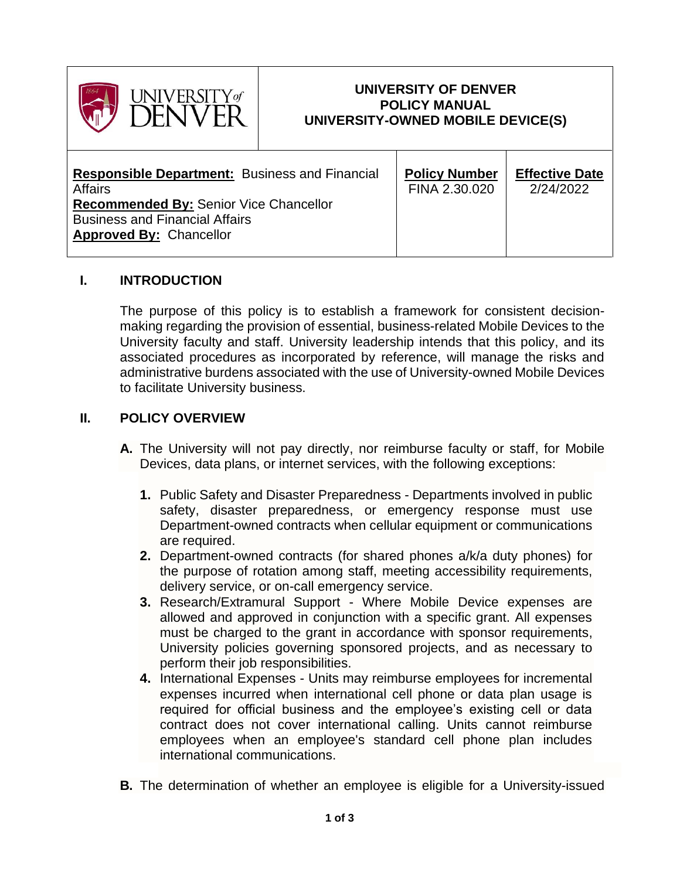| UNIVERSITY of DENVER | UNIVERSITY OF DENVER<br>POLICY MANUAL<br>UNIVERSITY-OWNED MOBILE DEVICE(S) | |
|---|---|---|
| **Responsible Department:** Business and Financial Affairs<br>**Recommended By:** Senior Vice Chancellor Business and Financial Affairs<br>**Approved By:** Chancellor | **Policy Number**<br>FINA 2.30.020 | **Effective Date**<br>2/24/2022 |

## I. INTRODUCTION

The purpose of this policy is to establish a framework for consistent decision-making regarding the provision of essential, business-related Mobile Devices to the University faculty and staff. University leadership intends that this policy, and its associated procedures as incorporated by reference, will manage the risks and administrative burdens associated with the use of University-owned Mobile Devices to facilitate University business.

## II. POLICY OVERVIEW

**A.** The University will not pay directly, nor reimburse faculty or staff, for Mobile Devices, data plans, or internet services, with the following exceptions:

1. Public Safety and Disaster Preparedness - Departments involved in public safety, disaster preparedness, or emergency response must use Department-owned contracts when cellular equipment or communications are required.
2. Department-owned contracts (for shared phones a/k/a duty phones) for the purpose of rotation among staff, meeting accessibility requirements, delivery service, or on-call emergency service.
3. Research/Extramural Support - Where Mobile Device expenses are allowed and approved in conjunction with a specific grant. All expenses must be charged to the grant in accordance with sponsor requirements, University policies governing sponsored projects, and as necessary to perform their job responsibilities.
4. International Expenses - Units may reimburse employees for incremental expenses incurred when international cell phone or data plan usage is required for official business and the employee's existing cell or data contract does not cover international calling. Units cannot reimburse employees when an employee's standard cell phone plan includes international communications.

**B.** The determination of whether an employee is eligible for a University-issued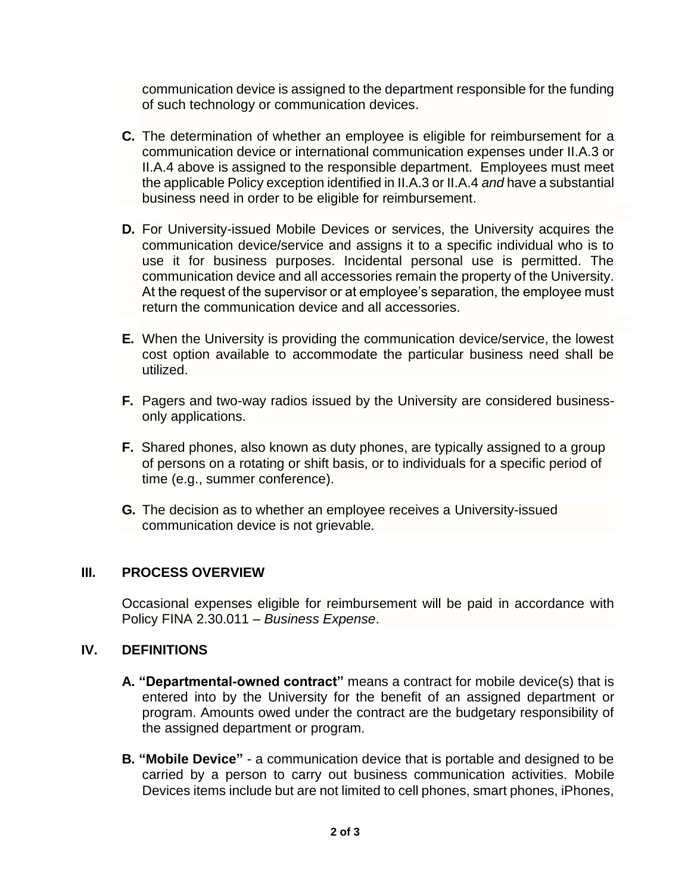communication device is assigned to the department responsible for the funding of such technology or communication devices.

**C.** The determination of whether an employee is eligible for reimbursement for a communication device or international communication expenses under II.A.3 or II.A.4 above is assigned to the responsible department. Employees must meet the applicable Policy exception identified in II.A.3 or II.A.4 *and* have a substantial business need in order to be eligible for reimbursement.

**D.** For University-issued Mobile Devices or services, the University acquires the communication device/service and assigns it to a specific individual who is to use it for business purposes. Incidental personal use is permitted. The communication device and all accessories remain the property of the University. At the request of the supervisor or at employee's separation, the employee must return the communication device and all accessories.

**E.** When the University is providing the communication device/service, the lowest cost option available to accommodate the particular business need shall be utilized.

**F.** Pagers and two-way radios issued by the University are considered business-only applications.

**F.** Shared phones, also known as duty phones, are typically assigned to a group of persons on a rotating or shift basis, or to individuals for a specific period of time (e.g., summer conference).

**G.** The decision as to whether an employee receives a University-issued communication device is not grievable.

## III. PROCESS OVERVIEW

Occasional expenses eligible for reimbursement will be paid in accordance with Policy FINA 2.30.011 – *Business Expense*.

## IV. DEFINITIONS

**A. "Departmental-owned contract"** means a contract for mobile device(s) that is entered into by the University for the benefit of an assigned department or program. Amounts owed under the contract are the budgetary responsibility of the assigned department or program.

**B. "Mobile Device"** - a communication device that is portable and designed to be carried by a person to carry out business communication activities. Mobile Devices items include but are not limited to cell phones, smart phones, iPhones,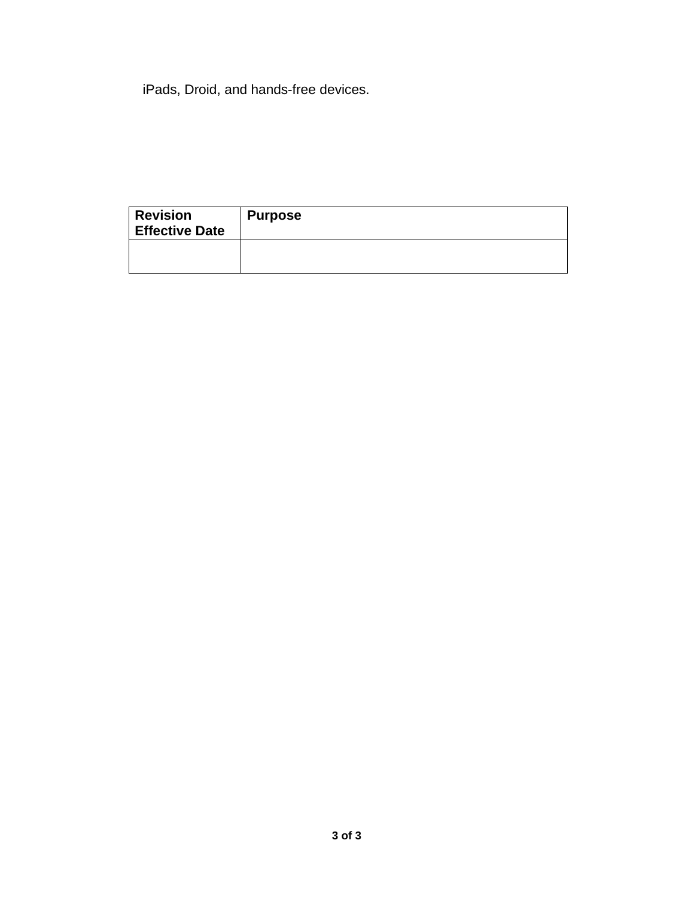iPads, Droid, and hands-free devices.

| Revision Effective Date | Purpose |
|---|---|
| | |